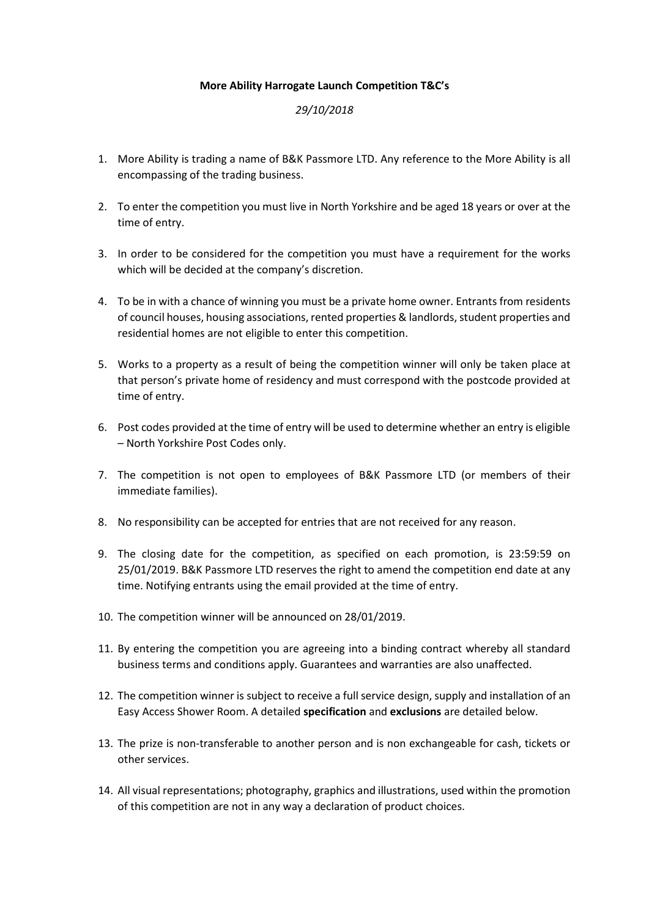**More Ability Harrogate Launch Competition T&C's**

*29/10/2018*

1. More Ability is trading a name of B&K Passmore LTD. Any reference to the More Ability is all encompassing of the trading business.

2. To enter the competition you must live in North Yorkshire and be aged 18 years or over at the time of entry.

3. In order to be considered for the competition you must have a requirement for the works which will be decided at the company's discretion.

4. To be in with a chance of winning you must be a private home owner. Entrants from residents of council houses, housing associations, rented properties & landlords, student properties and residential homes are not eligible to enter this competition.

5. Works to a property as a result of being the competition winner will only be taken place at that person's private home of residency and must correspond with the postcode provided at time of entry.

6. Post codes provided at the time of entry will be used to determine whether an entry is eligible – North Yorkshire Post Codes only.

7. The competition is not open to employees of B&K Passmore LTD (or members of their immediate families).

8. No responsibility can be accepted for entries that are not received for any reason.

9. The closing date for the competition, as specified on each promotion, is 23:59:59 on 25/01/2019. B&K Passmore LTD reserves the right to amend the competition end date at any time. Notifying entrants using the email provided at the time of entry.

10. The competition winner will be announced on 28/01/2019.

11. By entering the competition you are agreeing into a binding contract whereby all standard business terms and conditions apply. Guarantees and warranties are also unaffected.

12. The competition winner is subject to receive a full service design, supply and installation of an Easy Access Shower Room. A detailed **specification** and **exclusions** are detailed below.

13. The prize is non-transferable to another person and is non exchangeable for cash, tickets or other services.

14. All visual representations; photography, graphics and illustrations, used within the promotion of this competition are not in any way a declaration of product choices.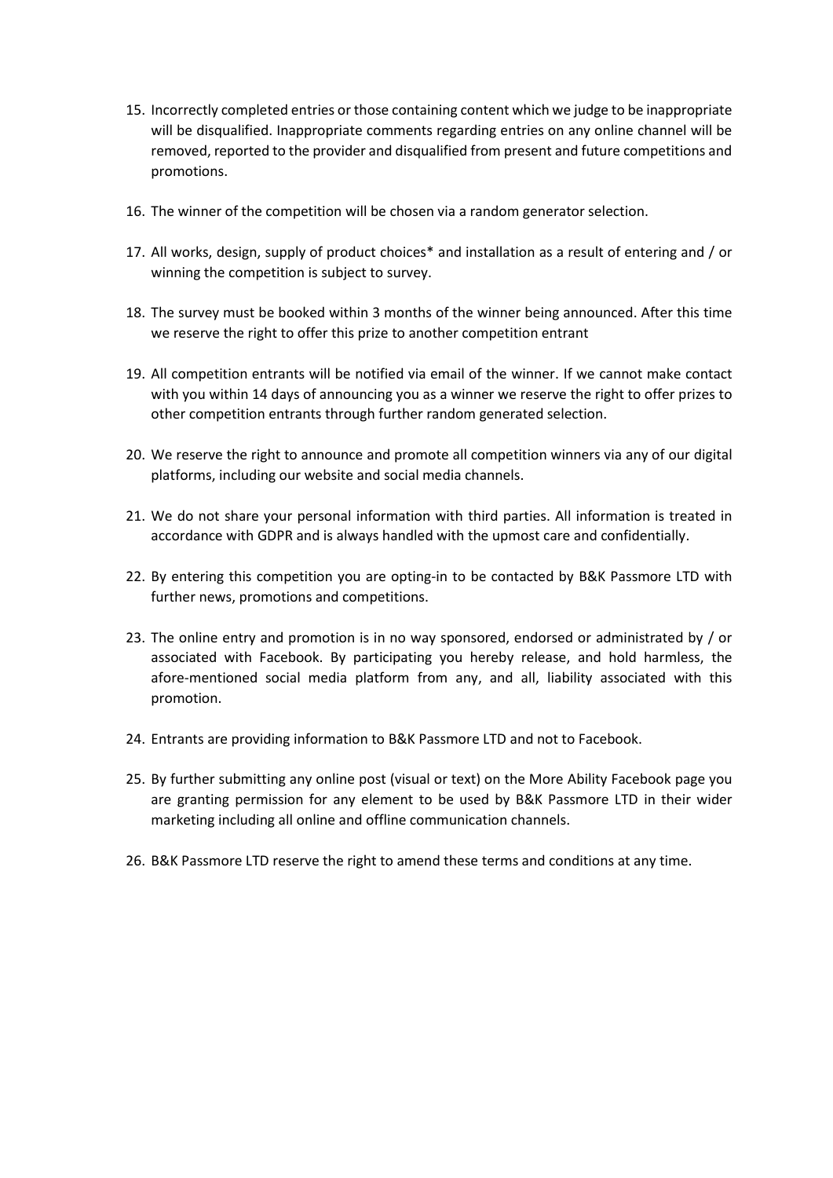15. Incorrectly completed entries or those containing content which we judge to be inappropriate will be disqualified. Inappropriate comments regarding entries on any online channel will be removed, reported to the provider and disqualified from present and future competitions and promotions.

16. The winner of the competition will be chosen via a random generator selection.

17. All works, design, supply of product choices* and installation as a result of entering and / or winning the competition is subject to survey.

18. The survey must be booked within 3 months of the winner being announced. After this time we reserve the right to offer this prize to another competition entrant

19. All competition entrants will be notified via email of the winner. If we cannot make contact with you within 14 days of announcing you as a winner we reserve the right to offer prizes to other competition entrants through further random generated selection.

20. We reserve the right to announce and promote all competition winners via any of our digital platforms, including our website and social media channels.

21. We do not share your personal information with third parties. All information is treated in accordance with GDPR and is always handled with the upmost care and confidentially.

22. By entering this competition you are opting-in to be contacted by B&K Passmore LTD with further news, promotions and competitions.

23. The online entry and promotion is in no way sponsored, endorsed or administrated by / or associated with Facebook. By participating you hereby release, and hold harmless, the afore-mentioned social media platform from any, and all, liability associated with this promotion.

24. Entrants are providing information to B&K Passmore LTD and not to Facebook.

25. By further submitting any online post (visual or text) on the More Ability Facebook page you are granting permission for any element to be used by B&K Passmore LTD in their wider marketing including all online and offline communication channels.

26. B&K Passmore LTD reserve the right to amend these terms and conditions at any time.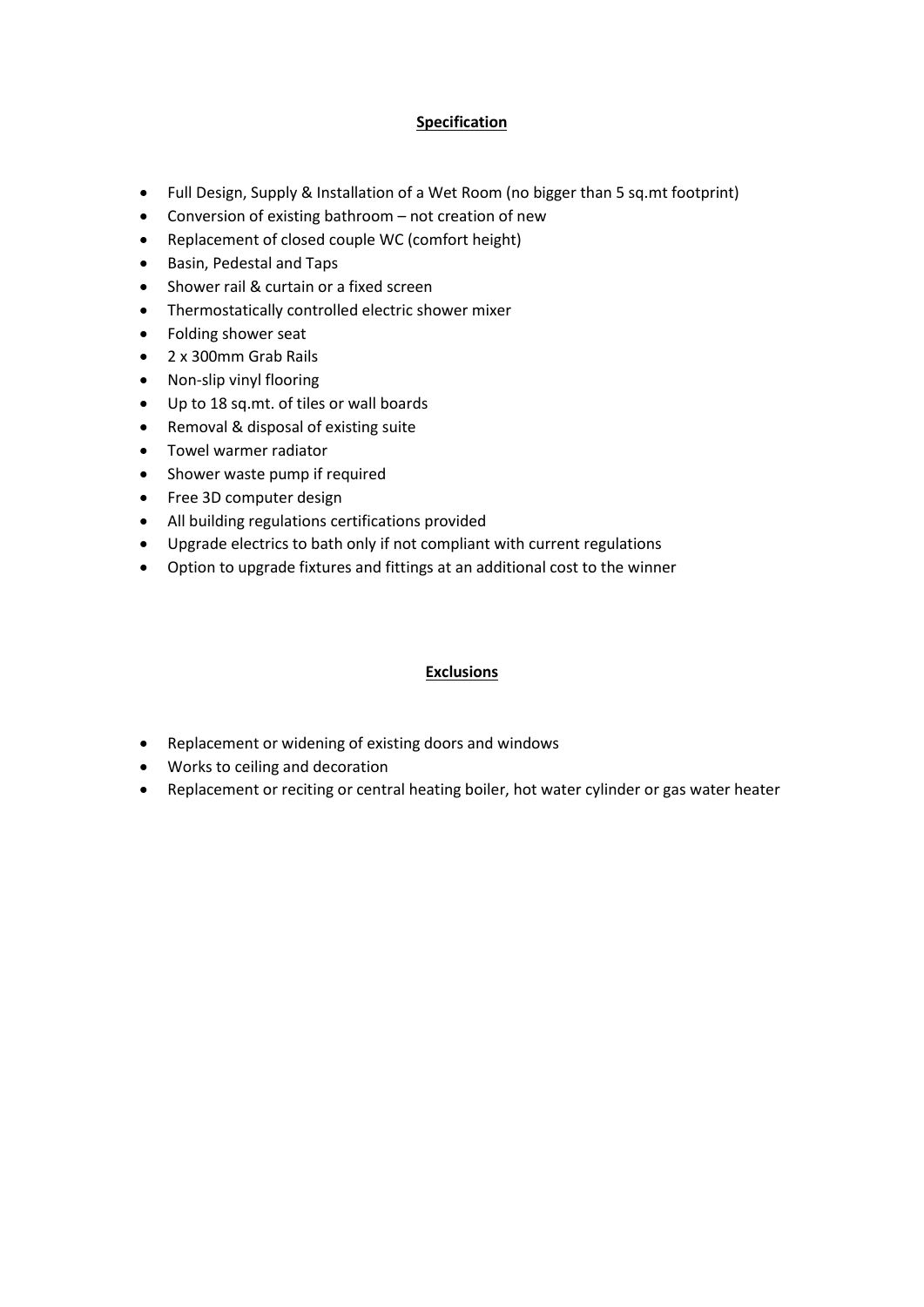**Specification**

- Full Design, Supply & Installation of a Wet Room (no bigger than 5 sq.mt footprint)
- Conversion of existing bathroom – not creation of new
- Replacement of closed couple WC (comfort height)
- Basin, Pedestal and Taps
- Shower rail & curtain or a fixed screen
- Thermostatically controlled electric shower mixer
- Folding shower seat
- 2 x 300mm Grab Rails
- Non-slip vinyl flooring
- Up to 18 sq.mt. of tiles or wall boards
- Removal & disposal of existing suite
- Towel warmer radiator
- Shower waste pump if required
- Free 3D computer design
- All building regulations certifications provided
- Upgrade electrics to bath only if not compliant with current regulations
- Option to upgrade fixtures and fittings at an additional cost to the winner

**Exclusions**

- Replacement or widening of existing doors and windows
- Works to ceiling and decoration
- Replacement or reciting or central heating boiler, hot water cylinder or gas water heater